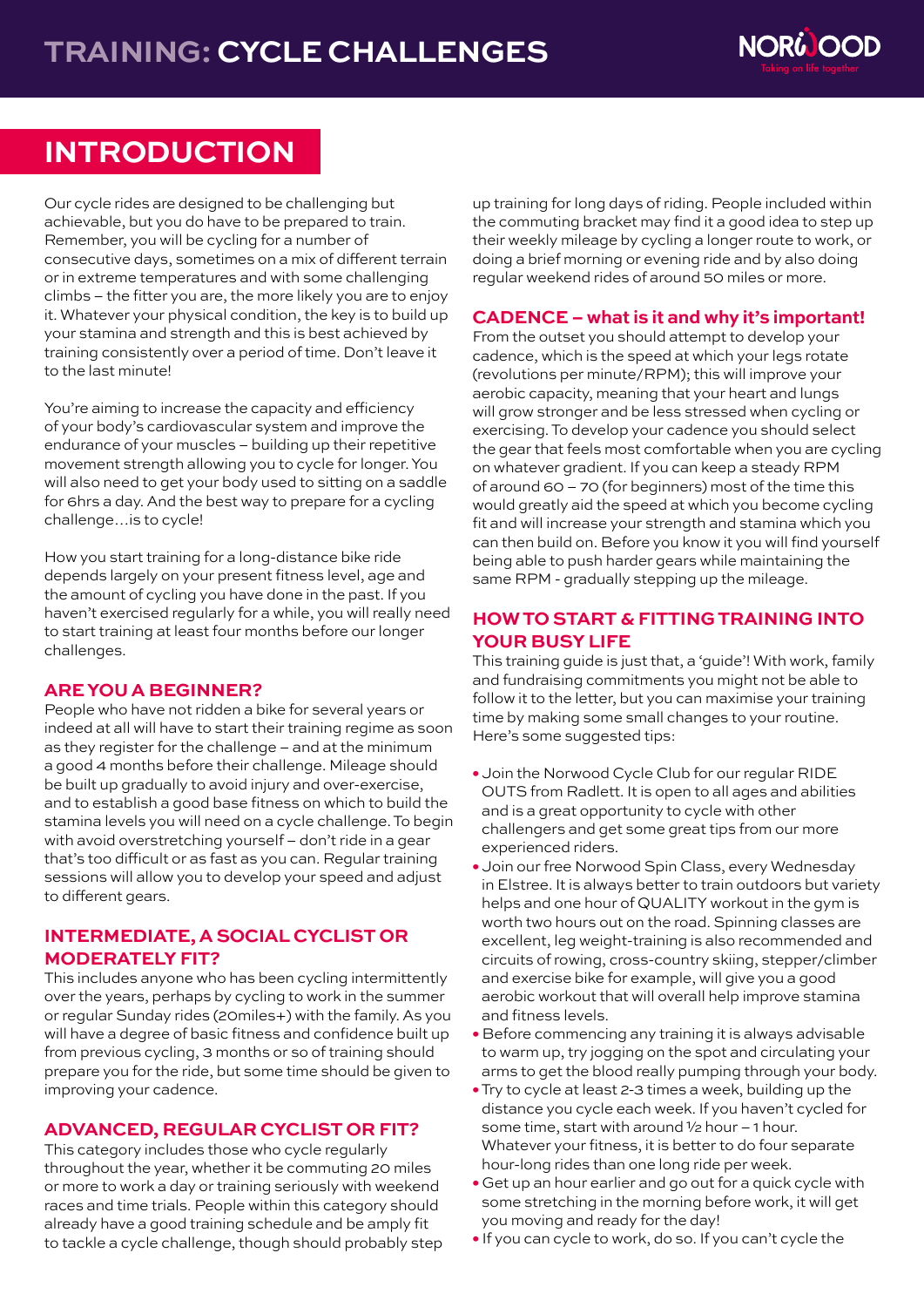# TRAINING: CYCLE CHALLENGES

## INTRODUCTION

Our cycle rides are designed to be challenging but achievable, but you do have to be prepared to train. Remember, you will be cycling for a number of consecutive days, sometimes on a mix of different terrain or in extreme temperatures and with some challenging climbs – the fitter you are, the more likely you are to enjoy it. Whatever your physical condition, the key is to build up your stamina and strength and this is best achieved by training consistently over a period of time. Don't leave it to the last minute!

You're aiming to increase the capacity and efficiency of your body's cardiovascular system and improve the endurance of your muscles – building up their repetitive movement strength allowing you to cycle for longer. You will also need to get your body used to sitting on a saddle for 6hrs a day. And the best way to prepare for a cycling challenge…is to cycle!

How you start training for a long-distance bike ride depends largely on your present fitness level, age and the amount of cycling you have done in the past. If you haven't exercised regularly for a while, you will really need to start training at least four months before our longer challenges.

### ARE YOU A BEGINNER?

People who have not ridden a bike for several years or indeed at all will have to start their training regime as soon as they register for the challenge – and at the minimum a good 4 months before their challenge. Mileage should be built up gradually to avoid injury and over-exercise, and to establish a good base fitness on which to build the stamina levels you will need on a cycle challenge. To begin with avoid overstretching yourself – don't ride in a gear that's too difficult or as fast as you can. Regular training sessions will allow you to develop your speed and adjust to different gears.

### INTERMEDIATE, A SOCIAL CYCLIST OR MODERATELY FIT?

This includes anyone who has been cycling intermittently over the years, perhaps by cycling to work in the summer or regular Sunday rides (20miles+) with the family. As you will have a degree of basic fitness and confidence built up from previous cycling, 3 months or so of training should prepare you for the ride, but some time should be given to improving your cadence.

### ADVANCED, REGULAR CYCLIST OR FIT?

This category includes those who cycle regularly throughout the year, whether it be commuting 20 miles or more to work a day or training seriously with weekend races and time trials. People within this category should already have a good training schedule and be amply fit to tackle a cycle challenge, though should probably step up training for long days of riding. People included within the commuting bracket may find it a good idea to step up their weekly mileage by cycling a longer route to work, or doing a brief morning or evening ride and by also doing regular weekend rides of around 50 miles or more.

### CADENCE – what is it and why it's important!

From the outset you should attempt to develop your cadence, which is the speed at which your legs rotate (revolutions per minute/RPM); this will improve your aerobic capacity, meaning that your heart and lungs will grow stronger and be less stressed when cycling or exercising. To develop your cadence you should select the gear that feels most comfortable when you are cycling on whatever gradient. If you can keep a steady RPM of around 60 – 70 (for beginners) most of the time this would greatly aid the speed at which you become cycling fit and will increase your strength and stamina which you can then build on. Before you know it you will find yourself being able to push harder gears while maintaining the same RPM - gradually stepping up the mileage.

### HOW TO START & FITTING TRAINING INTO YOUR BUSY LIFE

This training guide is just that, a 'guide'! With work, family and fundraising commitments you might not be able to follow it to the letter, but you can maximise your training time by making some small changes to your routine. Here's some suggested tips:

- Join the Norwood Cycle Club for our regular RIDE OUTS from Radlett. It is open to all ages and abilities and is a great opportunity to cycle with other challengers and get some great tips from our more experienced riders.
- Join our free Norwood Spin Class, every Wednesday in Elstree. It is always better to train outdoors but variety helps and one hour of QUALITY workout in the gym is worth two hours out on the road. Spinning classes are excellent, leg weight-training is also recommended and circuits of rowing, cross-country skiing, stepper/climber and exercise bike for example, will give you a good aerobic workout that will overall help improve stamina and fitness levels.
- Before commencing any training it is always advisable to warm up, try jogging on the spot and circulating your arms to get the blood really pumping through your body.
- Try to cycle at least 2-3 times a week, building up the distance you cycle each week. If you haven't cycled for some time, start with around ½ hour – 1 hour. Whatever your fitness, it is better to do four separate hour-long rides than one long ride per week.
- Get up an hour earlier and go out for a quick cycle with some stretching in the morning before work, it will get you moving and ready for the day!
- If you can cycle to work, do so. If you can't cycle the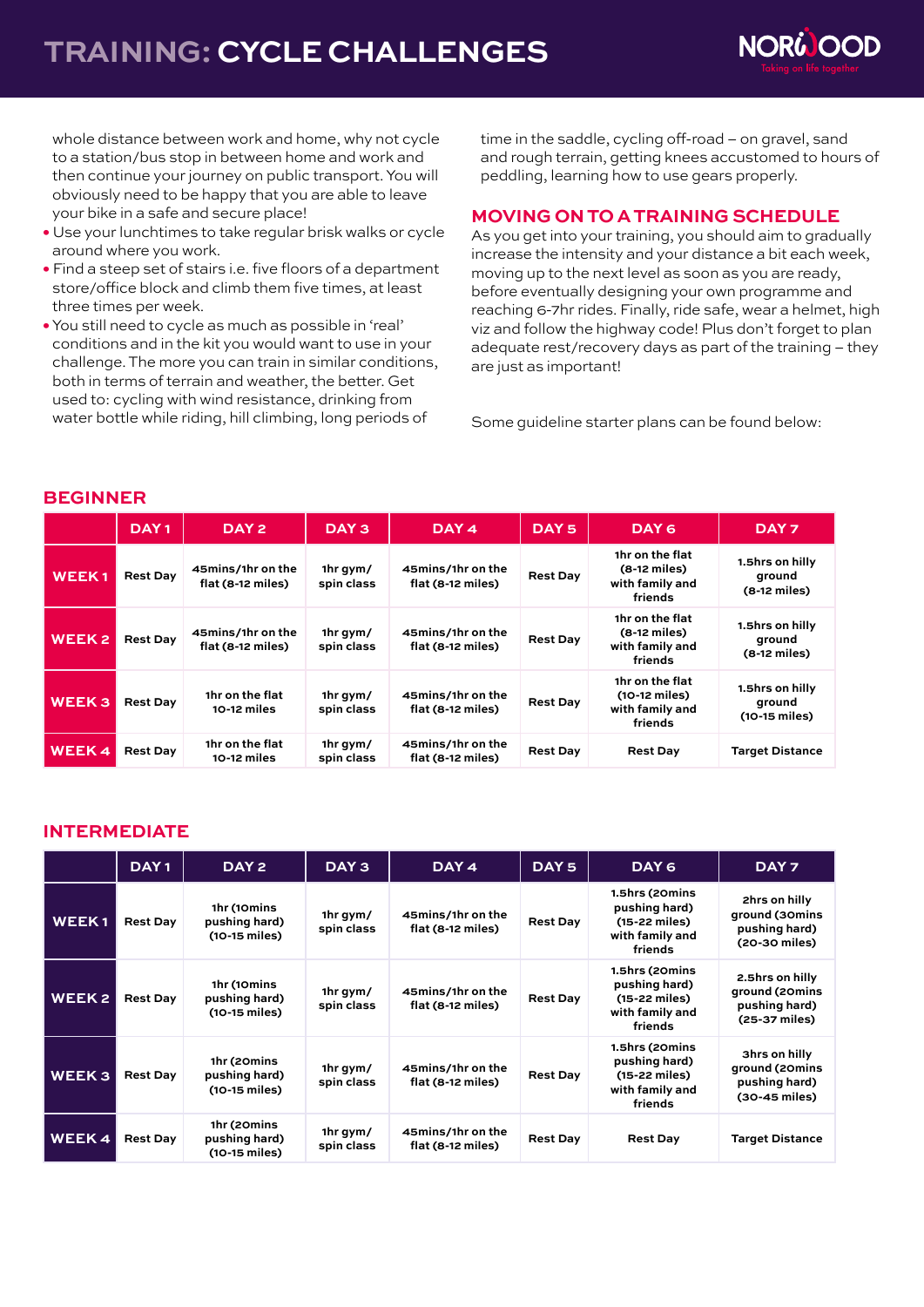# TRAINING: CYCLE CHALLENGES

whole distance between work and home, why not cycle to a station/bus stop in between home and work and then continue your journey on public transport. You will obviously need to be happy that you are able to leave your bike in a safe and secure place!

- Use your lunchtimes to take regular brisk walks or cycle around where you work.
- Find a steep set of stairs i.e. five floors of a department store/office block and climb them five times, at least three times per week.
- You still need to cycle as much as possible in 'real' conditions and in the kit you would want to use in your challenge. The more you can train in similar conditions, both in terms of terrain and weather, the better. Get used to: cycling with wind resistance, drinking from water bottle while riding, hill climbing, long periods of time in the saddle, cycling off-road – on gravel, sand and rough terrain, getting knees accustomed to hours of peddling, learning how to use gears properly.

## MOVING ON TO A TRAINING SCHEDULE

As you get into your training, you should aim to gradually increase the intensity and your distance a bit each week, moving up to the next level as soon as you are ready, before eventually designing your own programme and reaching 6-7hr rides. Finally, ride safe, wear a helmet, high viz and follow the highway code! Plus don't forget to plan adequate rest/recovery days as part of the training – they are just as important!

Some guideline starter plans can be found below:

## BEGINNER

| | DAY 1 | DAY 2 | DAY 3 | DAY 4 | DAY 5 | DAY 6 | DAY 7 |
|---|---|---|---|---|---|---|---|
| WEEK 1 | Rest Day | 45mins/1hr on the flat (8-12 miles) | 1hr gym/ spin class | 45mins/1hr on the flat (8-12 miles) | Rest Day | 1hr on the flat (8-12 miles) with family and friends | 1.5hrs on hilly ground (8-12 miles) |
| WEEK 2 | Rest Day | 45mins/1hr on the flat (8-12 miles) | 1hr gym/ spin class | 45mins/1hr on the flat (8-12 miles) | Rest Day | 1hr on the flat (8-12 miles) with family and friends | 1.5hrs on hilly ground (8-12 miles) |
| WEEK 3 | Rest Day | 1hr on the flat 10-12 miles | 1hr gym/ spin class | 45mins/1hr on the flat (8-12 miles) | Rest Day | 1hr on the flat (10-12 miles) with family and friends | 1.5hrs on hilly ground (10-15 miles) |
| WEEK 4 | Rest Day | 1hr on the flat 10-12 miles | 1hr gym/ spin class | 45mins/1hr on the flat (8-12 miles) | Rest Day | Rest Day | Target Distance |

## INTERMEDIATE

| | DAY 1 | DAY 2 | DAY 3 | DAY 4 | DAY 5 | DAY 6 | DAY 7 |
|---|---|---|---|---|---|---|---|
| WEEK 1 | Rest Day | 1hr (10mins pushing hard) (10-15 miles) | 1hr gym/ spin class | 45mins/1hr on the flat (8-12 miles) | Rest Day | 1.5hrs (20mins pushing hard) (15-22 miles) with family and friends | 2hrs on hilly ground (30mins pushing hard) (20-30 miles) |
| WEEK 2 | Rest Day | 1hr (10mins pushing hard) (10-15 miles) | 1hr gym/ spin class | 45mins/1hr on the flat (8-12 miles) | Rest Day | 1.5hrs (20mins pushing hard) (15-22 miles) with family and friends | 2.5hrs on hilly ground (20mins pushing hard) (25-37 miles) |
| WEEK 3 | Rest Day | 1hr (20mins pushing hard) (10-15 miles) | 1hr gym/ spin class | 45mins/1hr on the flat (8-12 miles) | Rest Day | 1.5hrs (20mins pushing hard) (15-22 miles) with family and friends | 3hrs on hilly ground (20mins pushing hard) (30-45 miles) |
| WEEK 4 | Rest Day | 1hr (20mins pushing hard) (10-15 miles) | 1hr gym/ spin class | 45mins/1hr on the flat (8-12 miles) | Rest Day | Rest Day | Target Distance |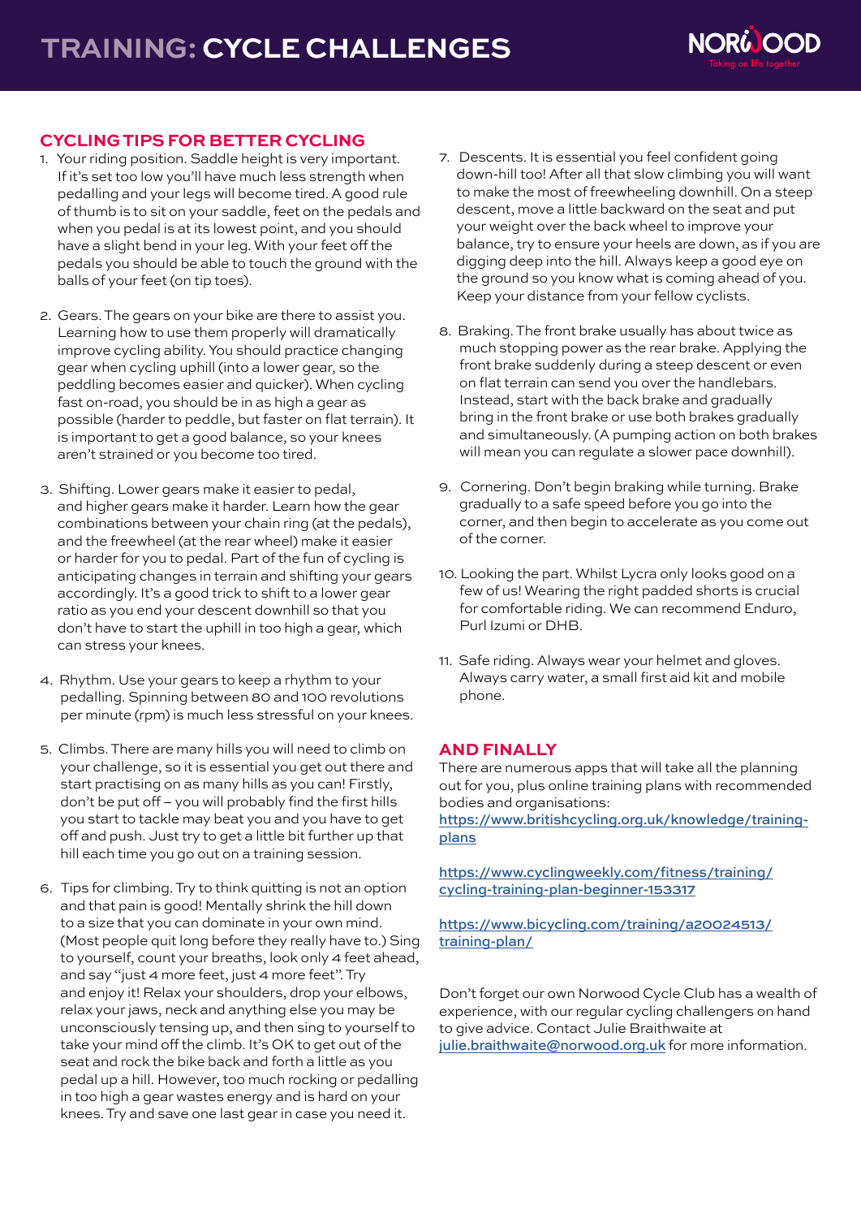# TRAINING: CYCLE CHALLENGES

## CYCLING TIPS FOR BETTER CYCLING

1. Your riding position. Saddle height is very important. If it's set too low you'll have much less strength when pedalling and your legs will become tired. A good rule of thumb is to sit on your saddle, feet on the pedals and when you pedal is at its lowest point, and you should have a slight bend in your leg. With your feet off the pedals you should be able to touch the ground with the balls of your feet (on tip toes).

2. Gears. The gears on your bike are there to assist you. Learning how to use them properly will dramatically improve cycling ability. You should practice changing gear when cycling uphill (into a lower gear, so the peddling becomes easier and quicker). When cycling fast on-road, you should be in as high a gear as possible (harder to peddle, but faster on flat terrain). It is important to get a good balance, so your knees aren't strained or you become too tired.

3. Shifting. Lower gears make it easier to pedal, and higher gears make it harder. Learn how the gear combinations between your chain ring (at the pedals), and the freewheel (at the rear wheel) make it easier or harder for you to pedal. Part of the fun of cycling is anticipating changes in terrain and shifting your gears accordingly. It's a good trick to shift to a lower gear ratio as you end your descent downhill so that you don't have to start the uphill in too high a gear, which can stress your knees.

4. Rhythm. Use your gears to keep a rhythm to your pedalling. Spinning between 80 and 100 revolutions per minute (rpm) is much less stressful on your knees.

5. Climbs. There are many hills you will need to climb on your challenge, so it is essential you get out there and start practising on as many hills as you can! Firstly, don't be put off – you will probably find the first hills you start to tackle may beat you and you have to get off and push. Just try to get a little bit further up that hill each time you go out on a training session.

6. Tips for climbing. Try to think quitting is not an option and that pain is good! Mentally shrink the hill down to a size that you can dominate in your own mind. (Most people quit long before they really have to.) Sing to yourself, count your breaths, look only 4 feet ahead, and say "just 4 more feet, just 4 more feet". Try and enjoy it! Relax your shoulders, drop your elbows, relax your jaws, neck and anything else you may be unconsciously tensing up, and then sing to yourself to take your mind off the climb. It's OK to get out of the seat and rock the bike back and forth a little as you pedal up a hill. However, too much rocking or pedalling in too high a gear wastes energy and is hard on your knees. Try and save one last gear in case you need it.

7. Descents. It is essential you feel confident going down-hill too! After all that slow climbing you will want to make the most of freewheeling downhill. On a steep descent, move a little backward on the seat and put your weight over the back wheel to improve your balance, try to ensure your heels are down, as if you are digging deep into the hill. Always keep a good eye on the ground so you know what is coming ahead of you. Keep your distance from your fellow cyclists.

8. Braking. The front brake usually has about twice as much stopping power as the rear brake. Applying the front brake suddenly during a steep descent or even on flat terrain can send you over the handlebars. Instead, start with the back brake and gradually bring in the front brake or use both brakes gradually and simultaneously. (A pumping action on both brakes will mean you can regulate a slower pace downhill).

9. Cornering. Don't begin braking while turning. Brake gradually to a safe speed before you go into the corner, and then begin to accelerate as you come out of the corner.

10. Looking the part. Whilst Lycra only looks good on a few of us! Wearing the right padded shorts is crucial for comfortable riding. We can recommend Enduro, Purl Izumi or DHB.

11. Safe riding. Always wear your helmet and gloves. Always carry water, a small first aid kit and mobile phone.

## AND FINALLY

There are numerous apps that will take all the planning out for you, plus online training plans with recommended bodies and organisations:

https://www.britishcycling.org.uk/knowledge/training-plans

https://www.cyclingweekly.com/fitness/training/cycling-training-plan-beginner-153317

https://www.bicycling.com/training/a20024513/training-plan/

Don't forget our own Norwood Cycle Club has a wealth of experience, with our regular cycling challengers on hand to give advice. Contact Julie Braithwaite at julie.braithwaite@norwood.org.uk for more information.